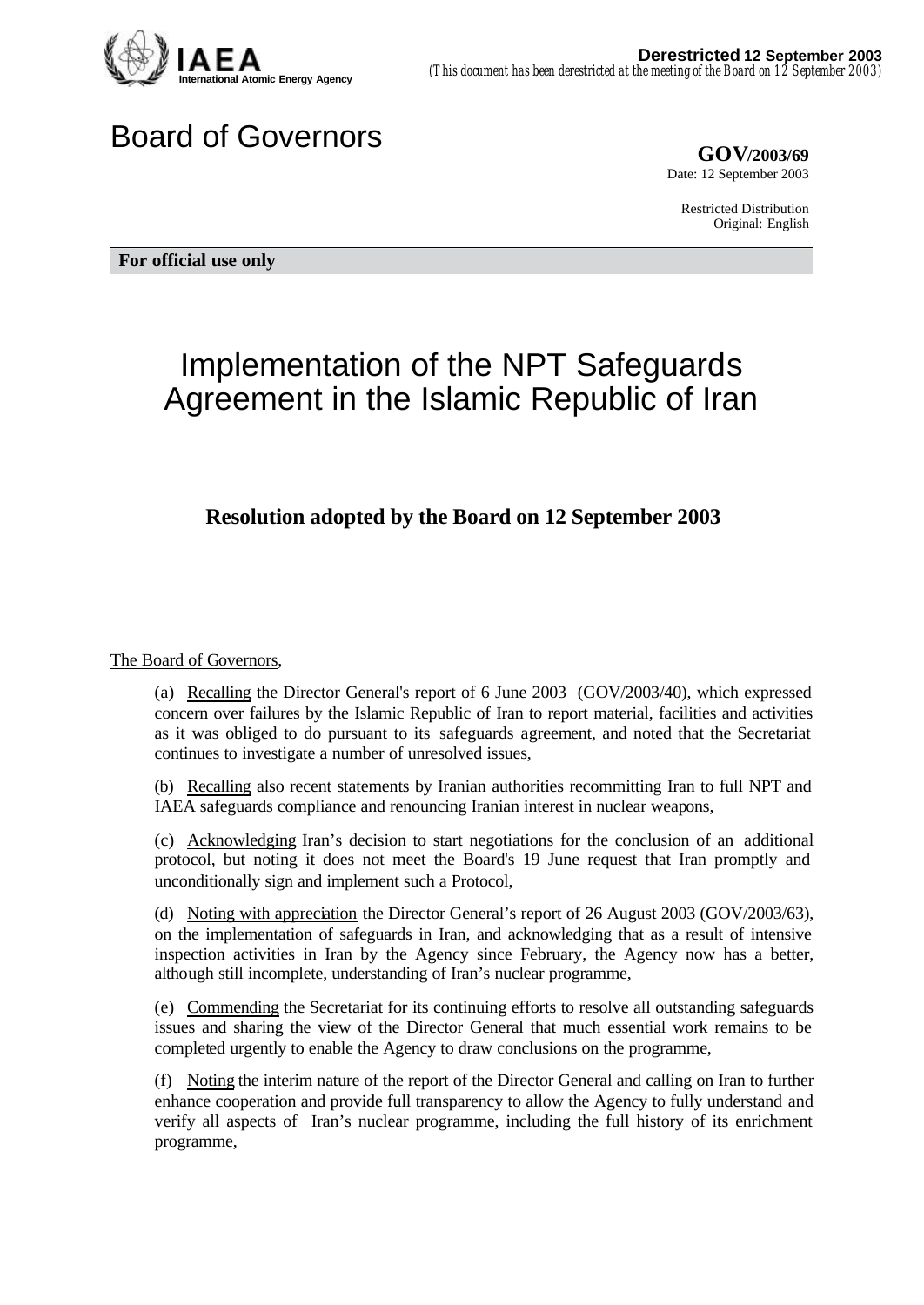**Derestricted 12 September 2003**
*(This document has been derestricted at the meeting of the Board on 12 September 2003)*

# Board of Governors

**GOV/2003/69**
Date: 12 September 2003

Restricted Distribution
Original: English

**For official use only**

# Implementation of the NPT Safeguards Agreement in the Islamic Republic of Iran

## Resolution adopted by the Board on 12 September 2003

The Board of Governors,

(a) Recalling the Director General's report of 6 June 2003 (GOV/2003/40), which expressed concern over failures by the Islamic Republic of Iran to report material, facilities and activities as it was obliged to do pursuant to its safeguards agreement, and noted that the Secretariat continues to investigate a number of unresolved issues,

(b) Recalling also recent statements by Iranian authorities recommitting Iran to full NPT and IAEA safeguards compliance and renouncing Iranian interest in nuclear weapons,

(c) Acknowledging Iran's decision to start negotiations for the conclusion of an additional protocol, but noting it does not meet the Board's 19 June request that Iran promptly and unconditionally sign and implement such a Protocol,

(d) Noting with appreciation the Director General's report of 26 August 2003 (GOV/2003/63), on the implementation of safeguards in Iran, and acknowledging that as a result of intensive inspection activities in Iran by the Agency since February, the Agency now has a better, although still incomplete, understanding of Iran's nuclear programme,

(e) Commending the Secretariat for its continuing efforts to resolve all outstanding safeguards issues and sharing the view of the Director General that much essential work remains to be completed urgently to enable the Agency to draw conclusions on the programme,

(f) Noting the interim nature of the report of the Director General and calling on Iran to further enhance cooperation and provide full transparency to allow the Agency to fully understand and verify all aspects of Iran's nuclear programme, including the full history of its enrichment programme,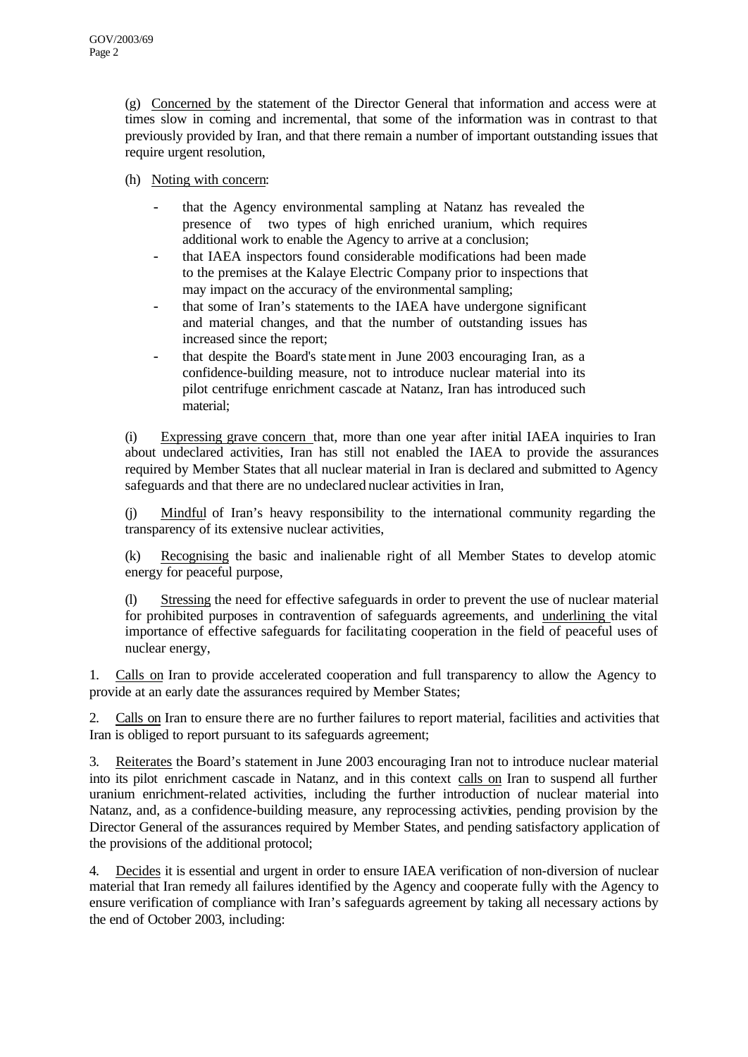(g) Concerned by the statement of the Director General that information and access were at times slow in coming and incremental, that some of the information was in contrast to that previously provided by Iran, and that there remain a number of important outstanding issues that require urgent resolution,

(h) Noting with concern:

- that the Agency environmental sampling at Natanz has revealed the presence of two types of high enriched uranium, which requires additional work to enable the Agency to arrive at a conclusion;
- that IAEA inspectors found considerable modifications had been made to the premises at the Kalaye Electric Company prior to inspections that may impact on the accuracy of the environmental sampling;
- that some of Iran's statements to the IAEA have undergone significant and material changes, and that the number of outstanding issues has increased since the report;
- that despite the Board's statement in June 2003 encouraging Iran, as a confidence-building measure, not to introduce nuclear material into its pilot centrifuge enrichment cascade at Natanz, Iran has introduced such material;

(i) Expressing grave concern that, more than one year after initial IAEA inquiries to Iran about undeclared activities, Iran has still not enabled the IAEA to provide the assurances required by Member States that all nuclear material in Iran is declared and submitted to Agency safeguards and that there are no undeclared nuclear activities in Iran,

(j) Mindful of Iran's heavy responsibility to the international community regarding the transparency of its extensive nuclear activities,

(k) Recognising the basic and inalienable right of all Member States to develop atomic energy for peaceful purpose,

(l) Stressing the need for effective safeguards in order to prevent the use of nuclear material for prohibited purposes in contravention of safeguards agreements, and underlining the vital importance of effective safeguards for facilitating cooperation in the field of peaceful uses of nuclear energy,

1. Calls on Iran to provide accelerated cooperation and full transparency to allow the Agency to provide at an early date the assurances required by Member States;

2. Calls on Iran to ensure there are no further failures to report material, facilities and activities that Iran is obliged to report pursuant to its safeguards agreement;

3. Reiterates the Board's statement in June 2003 encouraging Iran not to introduce nuclear material into its pilot enrichment cascade in Natanz, and in this context calls on Iran to suspend all further uranium enrichment-related activities, including the further introduction of nuclear material into Natanz, and, as a confidence-building measure, any reprocessing activities, pending provision by the Director General of the assurances required by Member States, and pending satisfactory application of the provisions of the additional protocol;

4. Decides it is essential and urgent in order to ensure IAEA verification of non-diversion of nuclear material that Iran remedy all failures identified by the Agency and cooperate fully with the Agency to ensure verification of compliance with Iran's safeguards agreement by taking all necessary actions by the end of October 2003, including: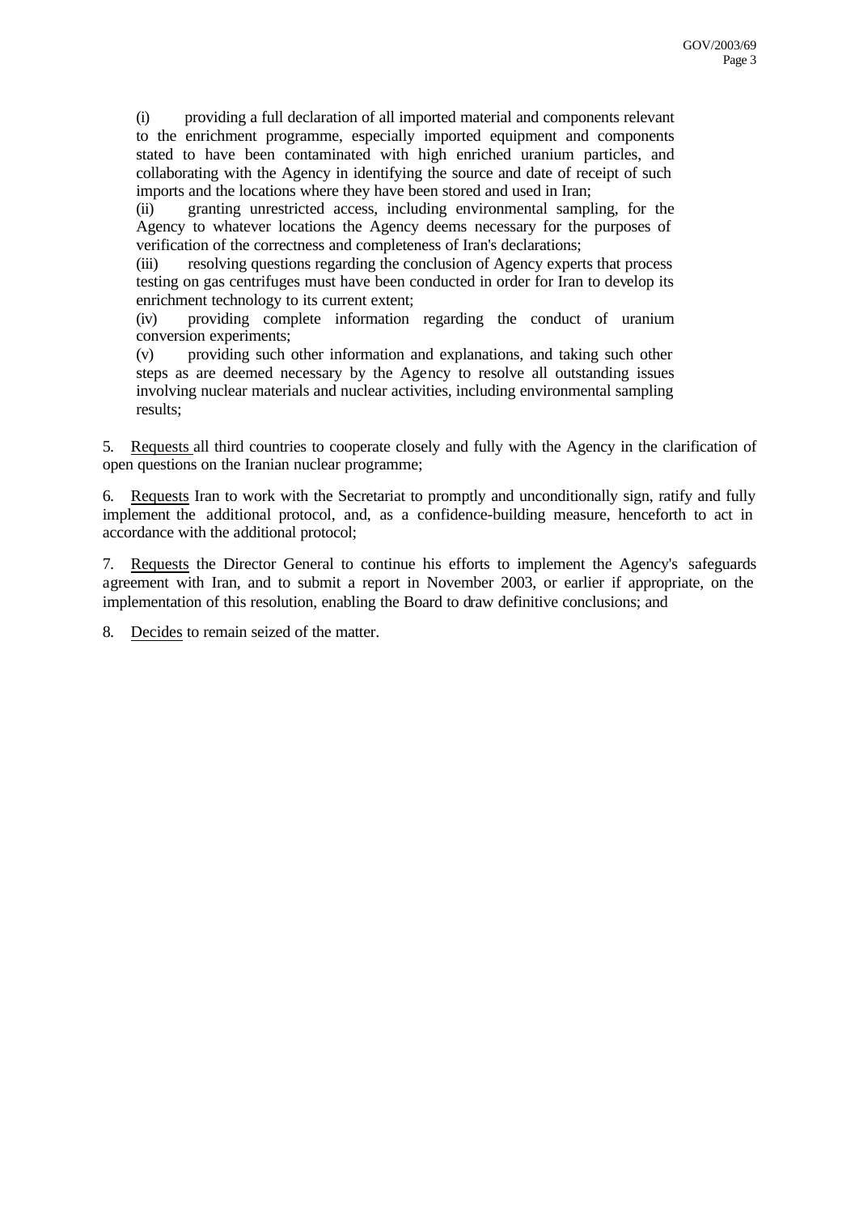(i) providing a full declaration of all imported material and components relevant to the enrichment programme, especially imported equipment and components stated to have been contaminated with high enriched uranium particles, and collaborating with the Agency in identifying the source and date of receipt of such imports and the locations where they have been stored and used in Iran;

(ii) granting unrestricted access, including environmental sampling, for the Agency to whatever locations the Agency deems necessary for the purposes of verification of the correctness and completeness of Iran's declarations;

(iii) resolving questions regarding the conclusion of Agency experts that process testing on gas centrifuges must have been conducted in order for Iran to develop its enrichment technology to its current extent;

(iv) providing complete information regarding the conduct of uranium conversion experiments;

(v) providing such other information and explanations, and taking such other steps as are deemed necessary by the Agency to resolve all outstanding issues involving nuclear materials and nuclear activities, including environmental sampling results;

5. Requests all third countries to cooperate closely and fully with the Agency in the clarification of open questions on the Iranian nuclear programme;

6. Requests Iran to work with the Secretariat to promptly and unconditionally sign, ratify and fully implement the additional protocol, and, as a confidence-building measure, henceforth to act in accordance with the additional protocol;

7. Requests the Director General to continue his efforts to implement the Agency's safeguards agreement with Iran, and to submit a report in November 2003, or earlier if appropriate, on the implementation of this resolution, enabling the Board to draw definitive conclusions; and

8. Decides to remain seized of the matter.